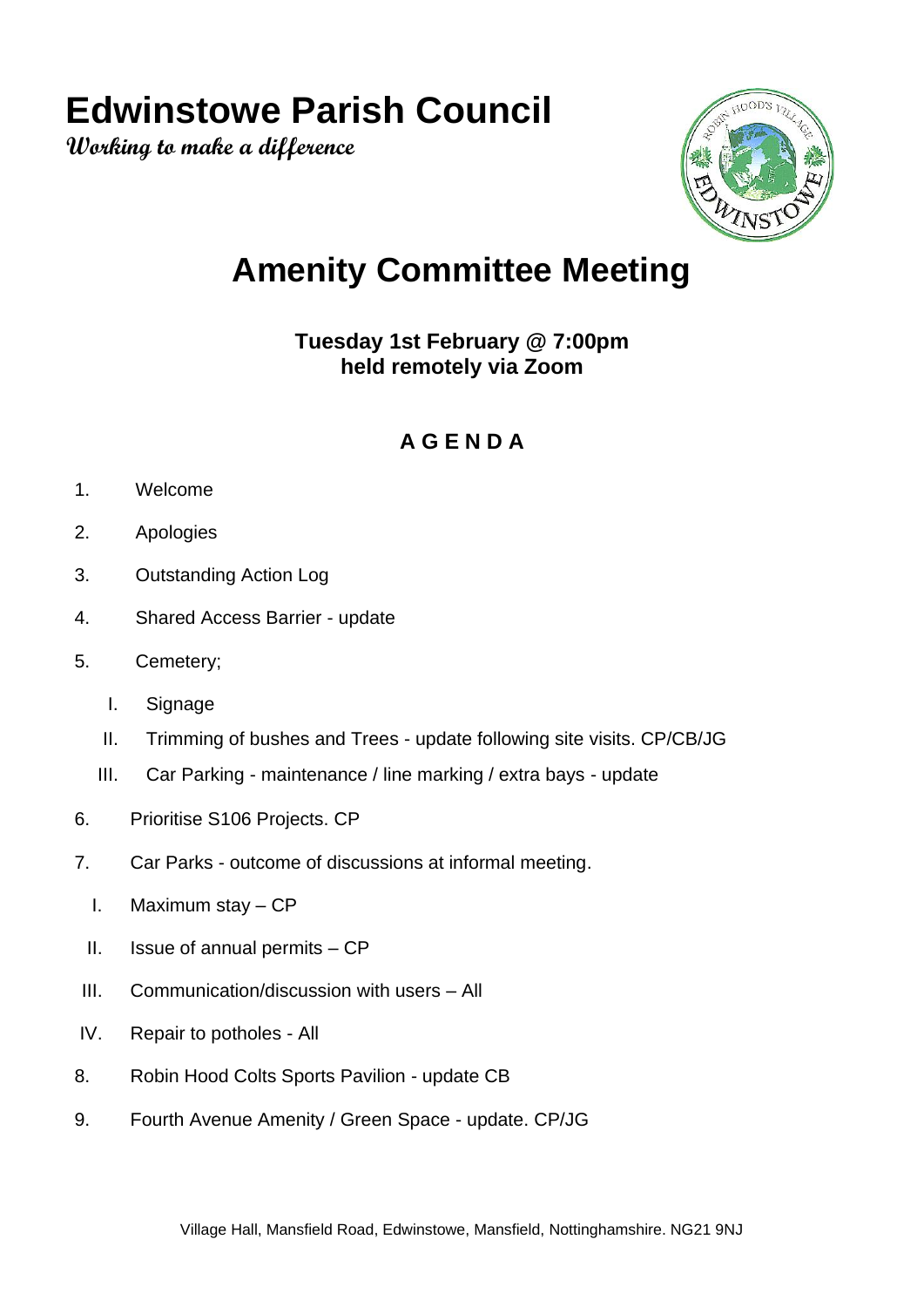# Edwinstowe Parish Council

**Working to make a difference**

## Amenity Committee Meeting

**Tuesday 1st February @ 7:00pm**
**held remotely via Zoom**

### A G E N D A

1. Welcome
2. Apologies
3. Outstanding Action Log
4. Shared Access Barrier - update
5. Cemetery;
   - I. Signage
   - II. Trimming of bushes and Trees - update following site visits. CP/CB/JG
   - III. Car Parking - maintenance / line marking / extra bays - update
6. Prioritise S106 Projects. CP
7. Car Parks - outcome of discussions at informal meeting.
   - I. Maximum stay – CP
   - II. Issue of annual permits – CP
   - III. Communication/discussion with users – All
   - IV. Repair to potholes - All
8. Robin Hood Colts Sports Pavilion - update CB
9. Fourth Avenue Amenity / Green Space - update. CP/JG

Village Hall, Mansfield Road, Edwinstowe, Mansfield, Nottinghamshire. NG21 9NJ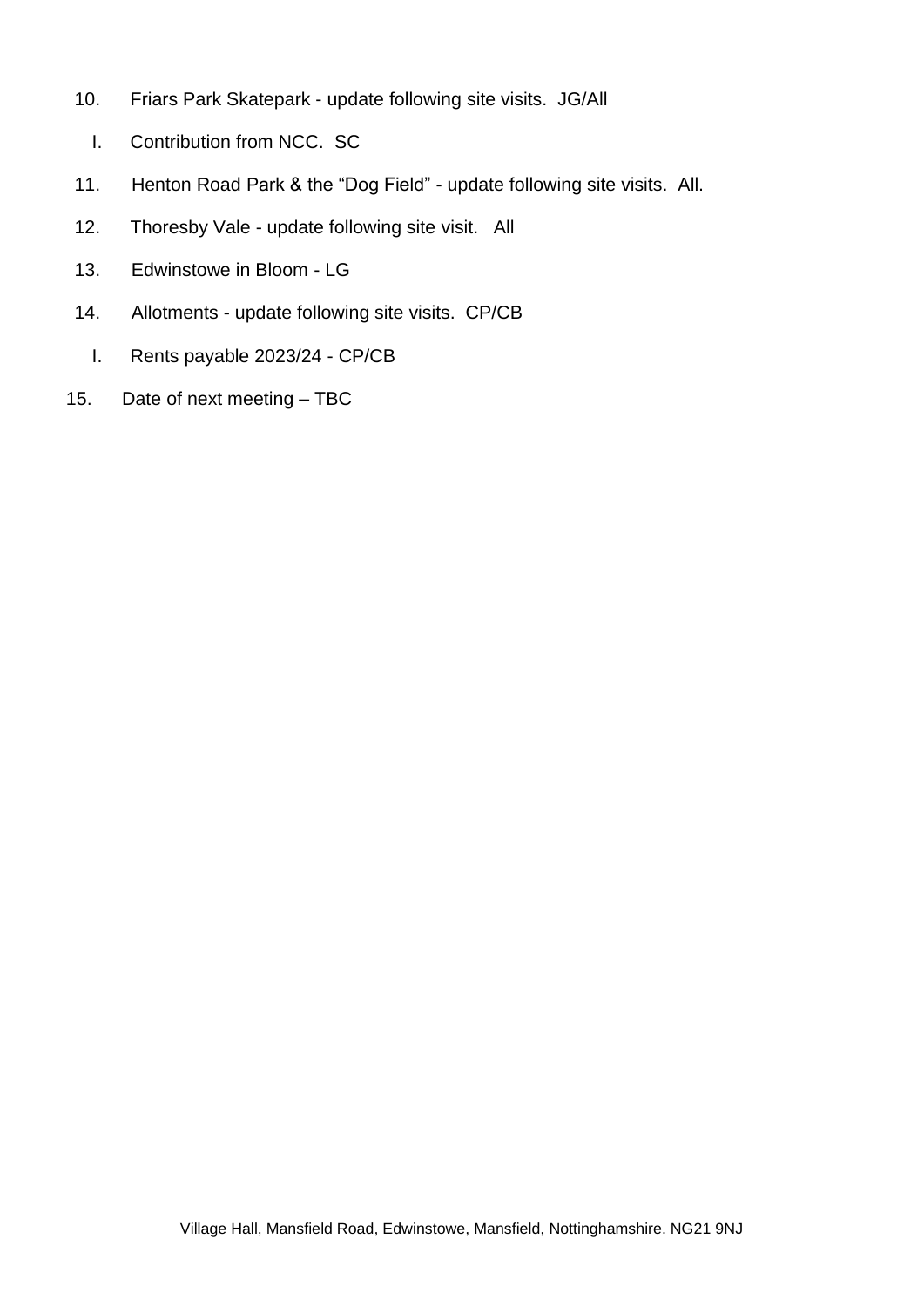10. Friars Park Skatepark - update following site visits. JG/All

    I. Contribution from NCC. SC

11. Henton Road Park & the “Dog Field” - update following site visits. All.

12. Thoresby Vale - update following site visit. All

13. Edwinstowe in Bloom - LG

14. Allotments - update following site visits. CP/CB

    I. Rents payable 2023/24 - CP/CB

15. Date of next meeting – TBC

Village Hall, Mansfield Road, Edwinstowe, Mansfield, Nottinghamshire. NG21 9NJ